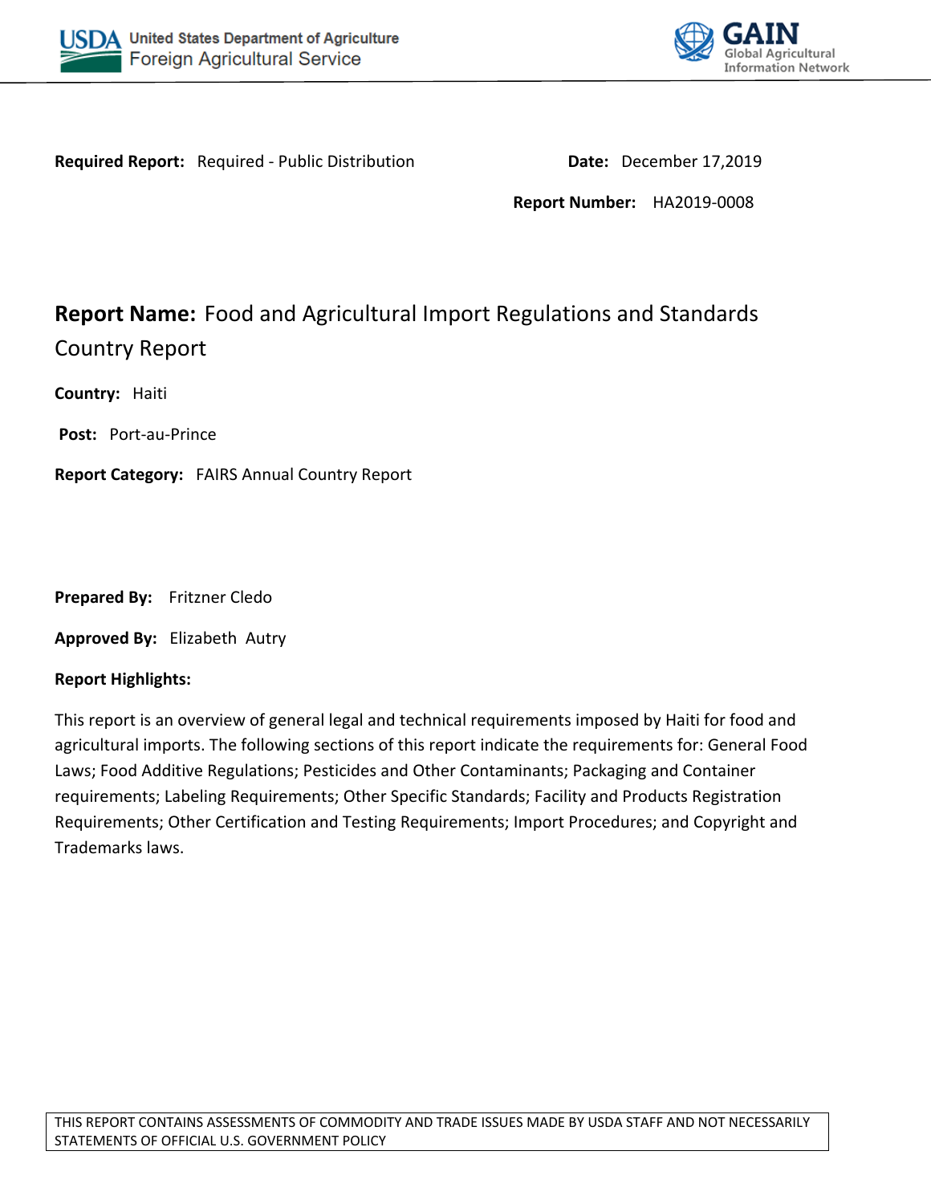United States Department of Agriculture
Foreign Agricultural Service

GAIN
Global Agricultural Information Network

**Required Report:** Required - Public Distribution

**Date:** December 17,2019

**Report Number:** HA2019-0008

# **Report Name:** Food and Agricultural Import Regulations and Standards Country Report

**Country:** Haiti

**Post:** Port-au-Prince

**Report Category:** FAIRS Annual Country Report

**Prepared By:** Fritzner Cledo

**Approved By:** Elizabeth Autry

**Report Highlights:**

This report is an overview of general legal and technical requirements imposed by Haiti for food and agricultural imports. The following sections of this report indicate the requirements for: General Food Laws; Food Additive Regulations; Pesticides and Other Contaminants; Packaging and Container requirements; Labeling Requirements; Other Specific Standards; Facility and Products Registration Requirements; Other Certification and Testing Requirements; Import Procedures; and Copyright and Trademarks laws.

THIS REPORT CONTAINS ASSESSMENTS OF COMMODITY AND TRADE ISSUES MADE BY USDA STAFF AND NOT NECESSARILY STATEMENTS OF OFFICIAL U.S. GOVERNMENT POLICY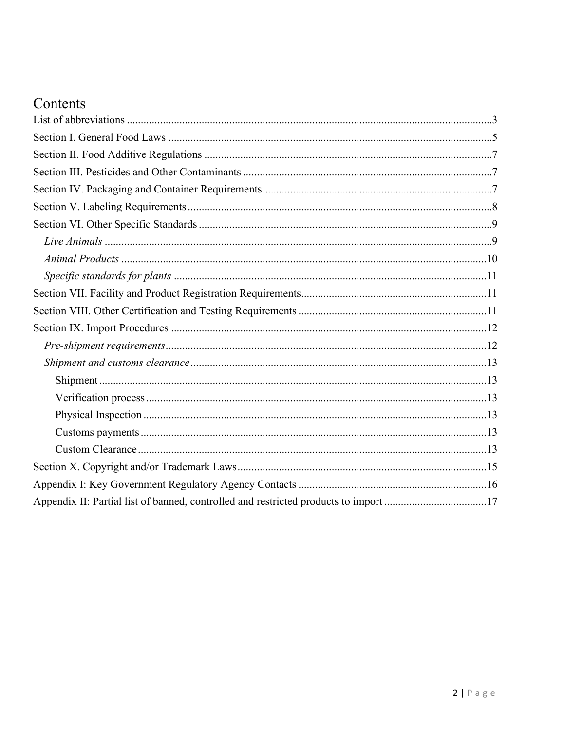# Contents

- List of abbreviations ... 3
- Section I. General Food Laws ... 5
- Section II. Food Additive Regulations ... 7
- Section III. Pesticides and Other Contaminants ... 7
- Section IV. Packaging and Container Requirements ... 7
- Section V. Labeling Requirements ... 8
- Section VI. Other Specific Standards ... 9
  - *Live Animals* ... 9
  - *Animal Products* ... 10
  - *Specific standards for plants* ... 11
- Section VII. Facility and Product Registration Requirements ... 11
- Section VIII. Other Certification and Testing Requirements ... 11
- Section IX. Import Procedures ... 12
  - *Pre-shipment requirements* ... 12
  - *Shipment and customs clearance* ... 13
    - Shipment ... 13
    - Verification process ... 13
    - Physical Inspection ... 13
    - Customs payments ... 13
    - Custom Clearance ... 13
- Section X. Copyright and/or Trademark Laws ... 15
- Appendix I: Key Government Regulatory Agency Contacts ... 16
- Appendix II: Partial list of banned, controlled and restricted products to import ... 17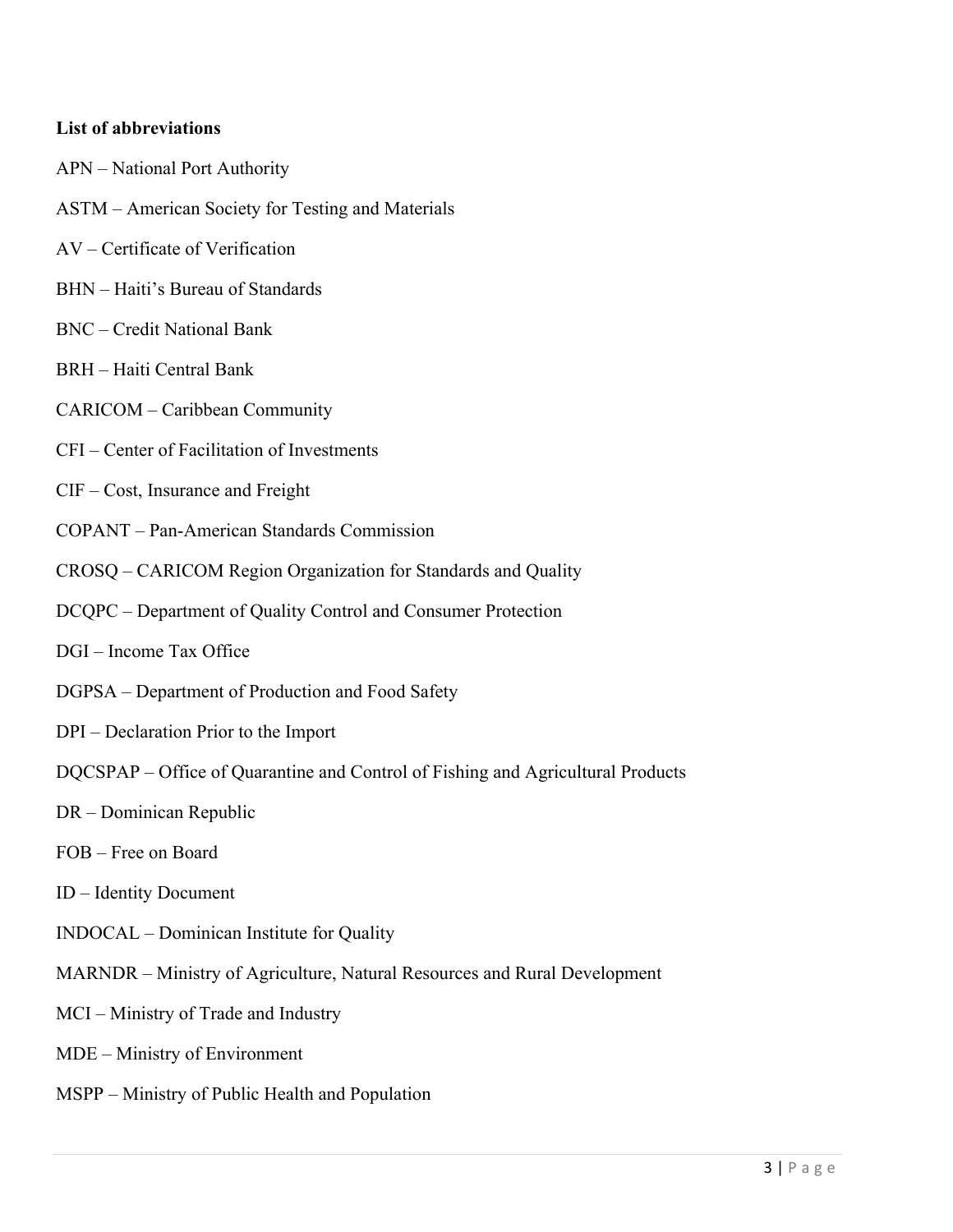**List of abbreviations**

APN – National Port Authority

ASTM – American Society for Testing and Materials

AV – Certificate of Verification

BHN – Haiti's Bureau of Standards

BNC – Credit National Bank

BRH – Haiti Central Bank

CARICOM – Caribbean Community

CFI – Center of Facilitation of Investments

CIF – Cost, Insurance and Freight

COPANT – Pan-American Standards Commission

CROSQ – CARICOM Region Organization for Standards and Quality

DCQPC – Department of Quality Control and Consumer Protection

DGI – Income Tax Office

DGPSA – Department of Production and Food Safety

DPI – Declaration Prior to the Import

DQCSPAP – Office of Quarantine and Control of Fishing and Agricultural Products

DR – Dominican Republic

FOB – Free on Board

ID – Identity Document

INDOCAL – Dominican Institute for Quality

MARNDR – Ministry of Agriculture, Natural Resources and Rural Development

MCI – Ministry of Trade and Industry

MDE – Ministry of Environment

MSPP – Ministry of Public Health and Population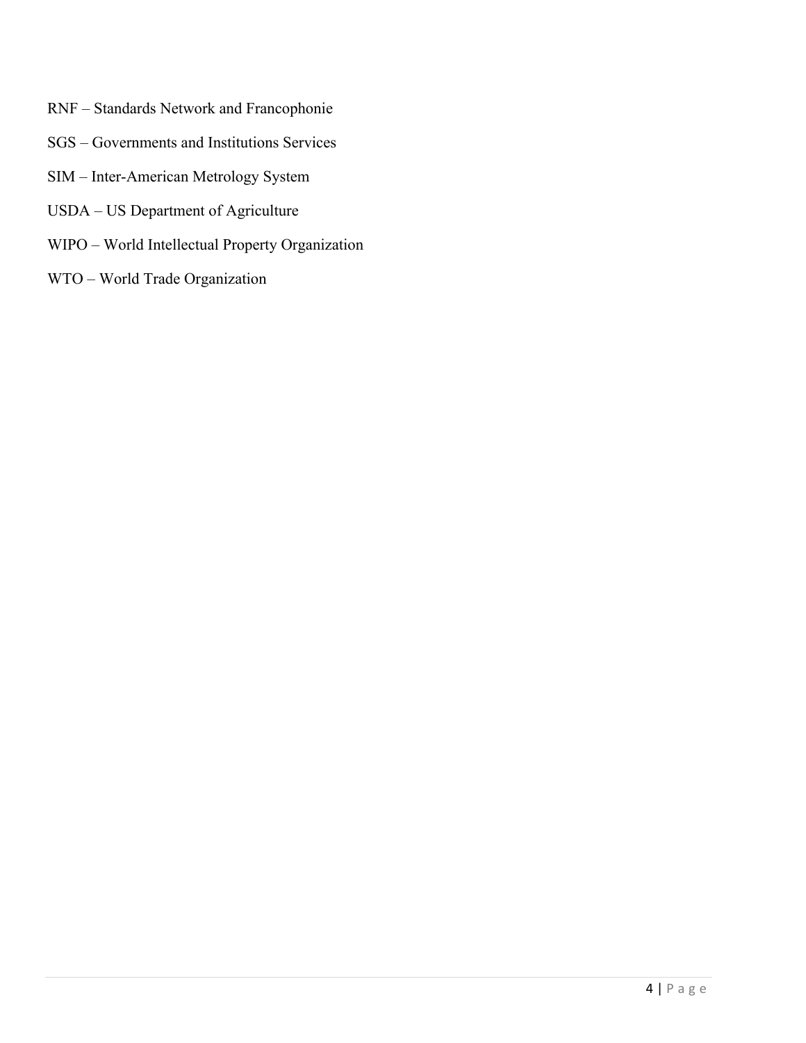RNF – Standards Network and Francophonie

SGS – Governments and Institutions Services

SIM – Inter-American Metrology System

USDA – US Department of Agriculture

WIPO – World Intellectual Property Organization

WTO – World Trade Organization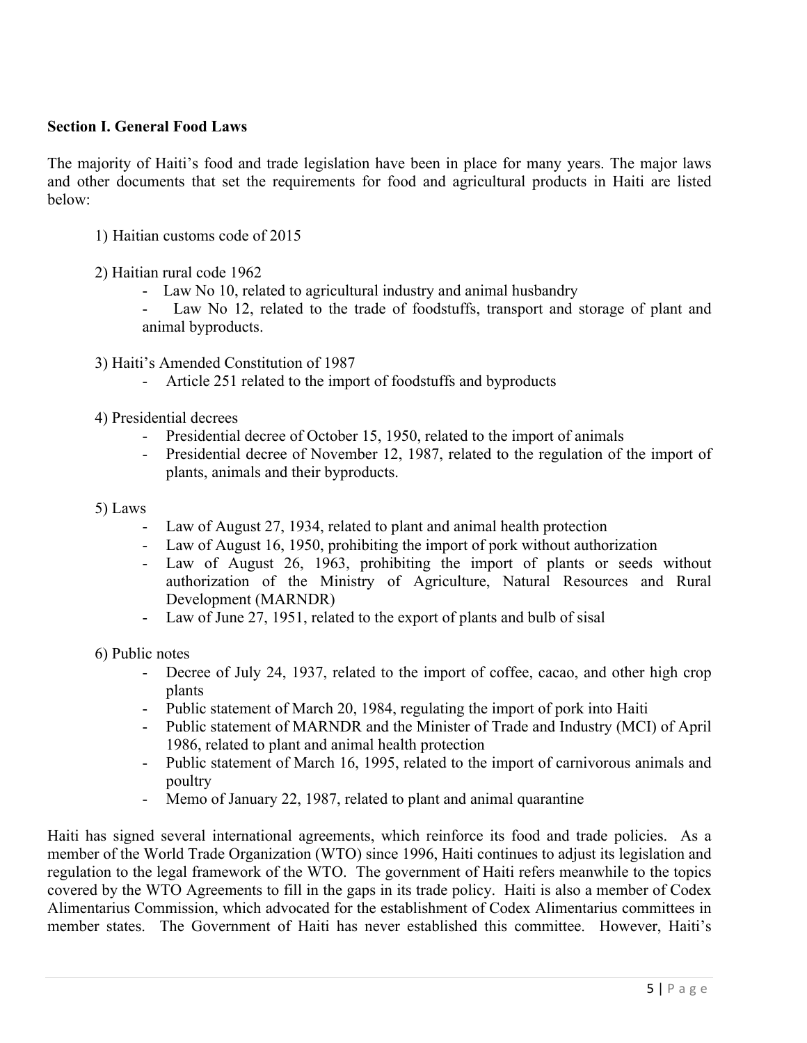## Section I. General Food Laws

The majority of Haiti's food and trade legislation have been in place for many years. The major laws and other documents that set the requirements for food and agricultural products in Haiti are listed below:

1) Haitian customs code of 2015

2) Haitian rural code 1962
   - Law No 10, related to agricultural industry and animal husbandry
   - Law No 12, related to the trade of foodstuffs, transport and storage of plant and animal byproducts.

3) Haiti's Amended Constitution of 1987
   - Article 251 related to the import of foodstuffs and byproducts

4) Presidential decrees
   - Presidential decree of October 15, 1950, related to the import of animals
   - Presidential decree of November 12, 1987, related to the regulation of the import of plants, animals and their byproducts.

5) Laws
   - Law of August 27, 1934, related to plant and animal health protection
   - Law of August 16, 1950, prohibiting the import of pork without authorization
   - Law of August 26, 1963, prohibiting the import of plants or seeds without authorization of the Ministry of Agriculture, Natural Resources and Rural Development (MARNDR)
   - Law of June 27, 1951, related to the export of plants and bulb of sisal

6) Public notes
   - Decree of July 24, 1937, related to the import of coffee, cacao, and other high crop plants
   - Public statement of March 20, 1984, regulating the import of pork into Haiti
   - Public statement of MARNDR and the Minister of Trade and Industry (MCI) of April 1986, related to plant and animal health protection
   - Public statement of March 16, 1995, related to the import of carnivorous animals and poultry
   - Memo of January 22, 1987, related to plant and animal quarantine

Haiti has signed several international agreements, which reinforce its food and trade policies. As a member of the World Trade Organization (WTO) since 1996, Haiti continues to adjust its legislation and regulation to the legal framework of the WTO. The government of Haiti refers meanwhile to the topics covered by the WTO Agreements to fill in the gaps in its trade policy. Haiti is also a member of Codex Alimentarius Commission, which advocated for the establishment of Codex Alimentarius committees in member states. The Government of Haiti has never established this committee. However, Haiti's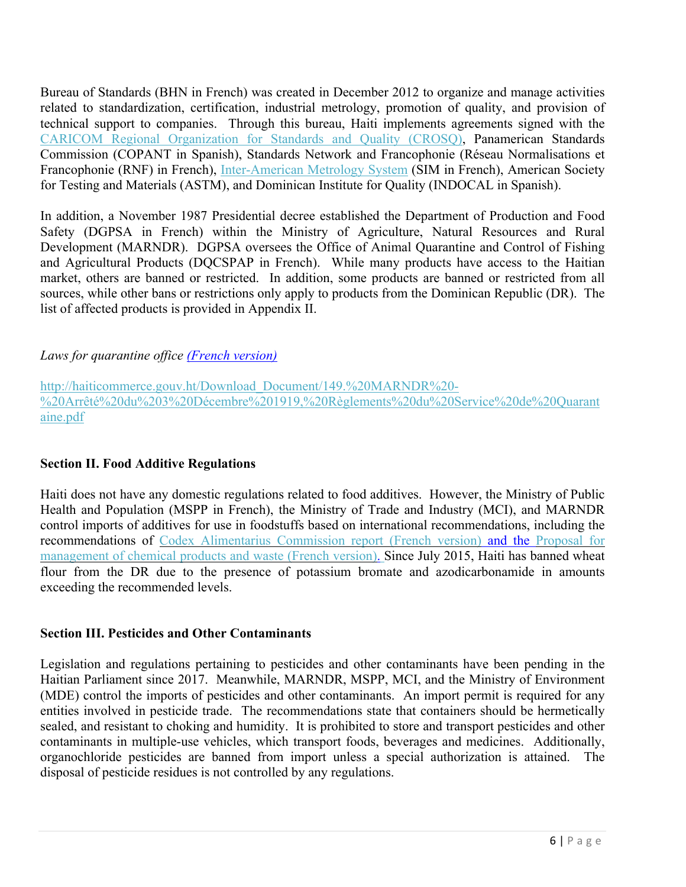Bureau of Standards (BHN in French) was created in December 2012 to organize and manage activities related to standardization, certification, industrial metrology, promotion of quality, and provision of technical support to companies. Through this bureau, Haiti implements agreements signed with the CARICOM Regional Organization for Standards and Quality (CROSQ), Panamerican Standards Commission (COPANT in Spanish), Standards Network and Francophonie (Réseau Normalisations et Francophonie (RNF) in French), Inter-American Metrology System (SIM in French), American Society for Testing and Materials (ASTM), and Dominican Institute for Quality (INDOCAL in Spanish).

In addition, a November 1987 Presidential decree established the Department of Production and Food Safety (DGPSA in French) within the Ministry of Agriculture, Natural Resources and Rural Development (MARNDR). DGPSA oversees the Office of Animal Quarantine and Control of Fishing and Agricultural Products (DQCSPAP in French). While many products have access to the Haitian market, others are banned or restricted. In addition, some products are banned or restricted from all sources, while other bans or restrictions only apply to products from the Dominican Republic (DR). The list of affected products is provided in Appendix II.

*Laws for quarantine office (French version)*

http://haiticommerce.gouv.ht/Download_Document/149.%20MARNDR%20-%20Arrêté%20du%203%20Décembre%201919,%20Règlements%20du%20Service%20de%20Quarantaine.pdf

**Section II. Food Additive Regulations**

Haiti does not have any domestic regulations related to food additives. However, the Ministry of Public Health and Population (MSPP in French), the Ministry of Trade and Industry (MCI), and MARNDR control imports of additives for use in foodstuffs based on international recommendations, including the recommendations of Codex Alimentarius Commission report (French version) and the Proposal for management of chemical products and waste (French version). Since July 2015, Haiti has banned wheat flour from the DR due to the presence of potassium bromate and azodicarbonamide in amounts exceeding the recommended levels.

**Section III. Pesticides and Other Contaminants**

Legislation and regulations pertaining to pesticides and other contaminants have been pending in the Haitian Parliament since 2017. Meanwhile, MARNDR, MSPP, MCI, and the Ministry of Environment (MDE) control the imports of pesticides and other contaminants. An import permit is required for any entities involved in pesticide trade. The recommendations state that containers should be hermetically sealed, and resistant to choking and humidity. It is prohibited to store and transport pesticides and other contaminants in multiple-use vehicles, which transport foods, beverages and medicines. Additionally, organochloride pesticides are banned from import unless a special authorization is attained. The disposal of pesticide residues is not controlled by any regulations.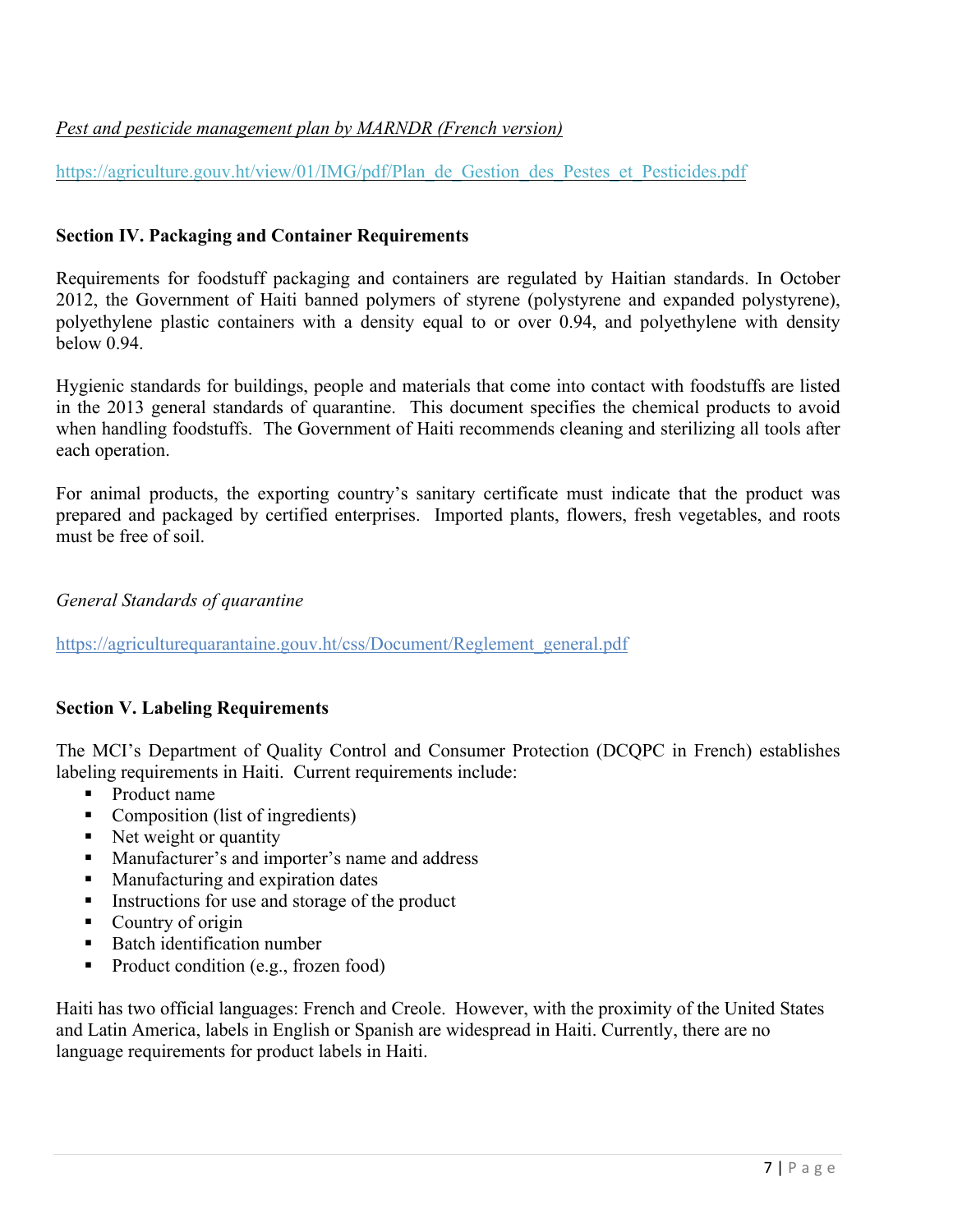*Pest and pesticide management plan by MARNDR (French version)*

https://agriculture.gouv.ht/view/01/IMG/pdf/Plan_de_Gestion_des_Pestes_et_Pesticides.pdf

## Section IV. Packaging and Container Requirements

Requirements for foodstuff packaging and containers are regulated by Haitian standards. In October 2012, the Government of Haiti banned polymers of styrene (polystyrene and expanded polystyrene), polyethylene plastic containers with a density equal to or over 0.94, and polyethylene with density below 0.94.

Hygienic standards for buildings, people and materials that come into contact with foodstuffs are listed in the 2013 general standards of quarantine. This document specifies the chemical products to avoid when handling foodstuffs. The Government of Haiti recommends cleaning and sterilizing all tools after each operation.

For animal products, the exporting country's sanitary certificate must indicate that the product was prepared and packaged by certified enterprises. Imported plants, flowers, fresh vegetables, and roots must be free of soil.

*General Standards of quarantine*

https://agriculturequarantaine.gouv.ht/css/Document/Reglement_general.pdf

## Section V. Labeling Requirements

The MCI's Department of Quality Control and Consumer Protection (DCQPC in French) establishes labeling requirements in Haiti. Current requirements include:

- Product name
- Composition (list of ingredients)
- Net weight or quantity
- Manufacturer's and importer's name and address
- Manufacturing and expiration dates
- Instructions for use and storage of the product
- Country of origin
- Batch identification number
- Product condition (e.g., frozen food)

Haiti has two official languages: French and Creole. However, with the proximity of the United States and Latin America, labels in English or Spanish are widespread in Haiti. Currently, there are no language requirements for product labels in Haiti.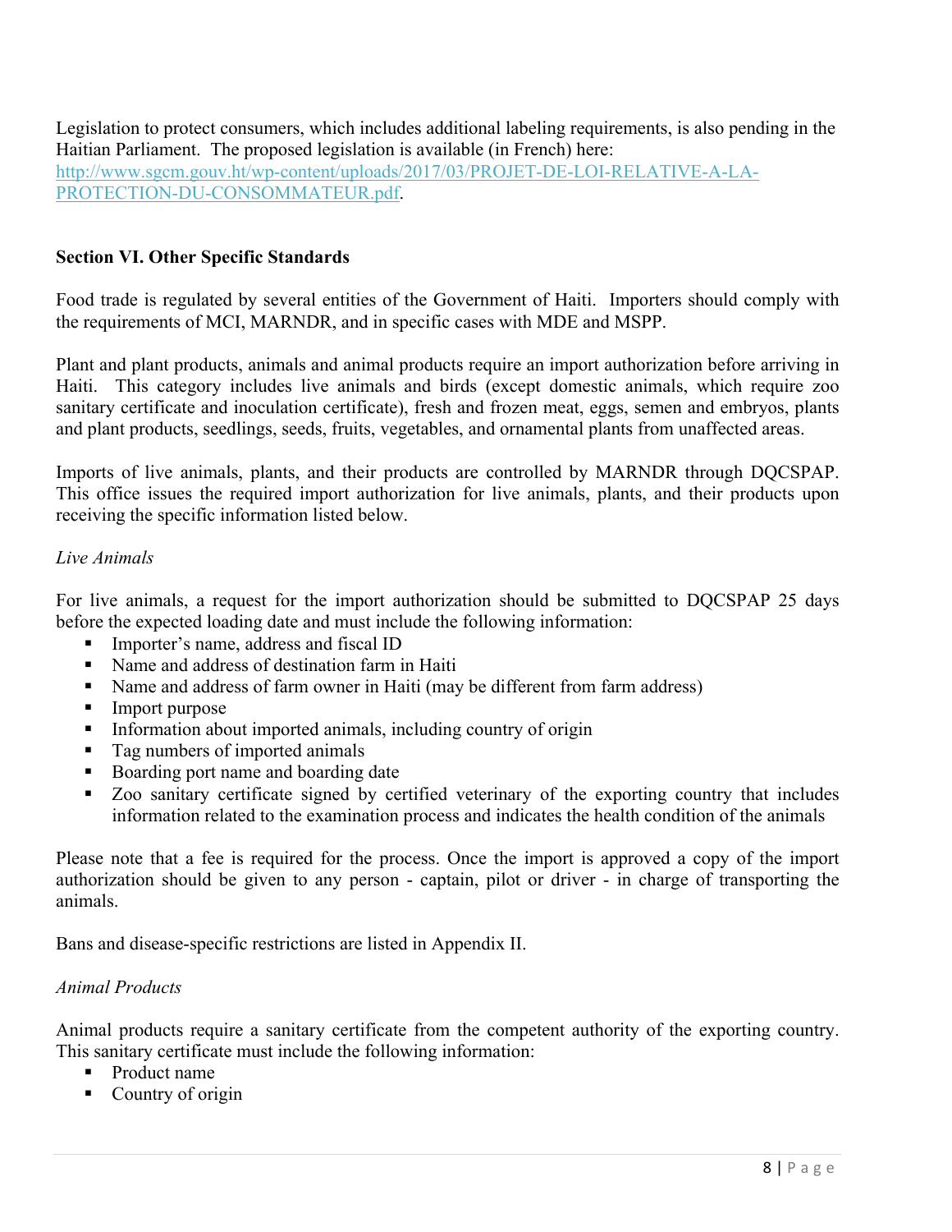Legislation to protect consumers, which includes additional labeling requirements, is also pending in the Haitian Parliament. The proposed legislation is available (in French) here: [http://www.sgcm.gouv.ht/wp-content/uploads/2017/03/PROJET-DE-LOI-RELATIVE-A-LA-PROTECTION-DU-CONSOMMATEUR.pdf](http://www.sgcm.gouv.ht/wp-content/uploads/2017/03/PROJET-DE-LOI-RELATIVE-A-LA-PROTECTION-DU-CONSOMMATEUR.pdf).

## Section VI. Other Specific Standards

Food trade is regulated by several entities of the Government of Haiti. Importers should comply with the requirements of MCI, MARNDR, and in specific cases with MDE and MSPP.

Plant and plant products, animals and animal products require an import authorization before arriving in Haiti. This category includes live animals and birds (except domestic animals, which require zoo sanitary certificate and inoculation certificate), fresh and frozen meat, eggs, semen and embryos, plants and plant products, seedlings, seeds, fruits, vegetables, and ornamental plants from unaffected areas.

Imports of live animals, plants, and their products are controlled by MARNDR through DQCSPAP. This office issues the required import authorization for live animals, plants, and their products upon receiving the specific information listed below.

*Live Animals*

For live animals, a request for the import authorization should be submitted to DQCSPAP 25 days before the expected loading date and must include the following information:

- Importer's name, address and fiscal ID
- Name and address of destination farm in Haiti
- Name and address of farm owner in Haiti (may be different from farm address)
- Import purpose
- Information about imported animals, including country of origin
- Tag numbers of imported animals
- Boarding port name and boarding date
- Zoo sanitary certificate signed by certified veterinary of the exporting country that includes information related to the examination process and indicates the health condition of the animals

Please note that a fee is required for the process. Once the import is approved a copy of the import authorization should be given to any person - captain, pilot or driver - in charge of transporting the animals.

Bans and disease-specific restrictions are listed in Appendix II.

*Animal Products*

Animal products require a sanitary certificate from the competent authority of the exporting country. This sanitary certificate must include the following information:

- Product name
- Country of origin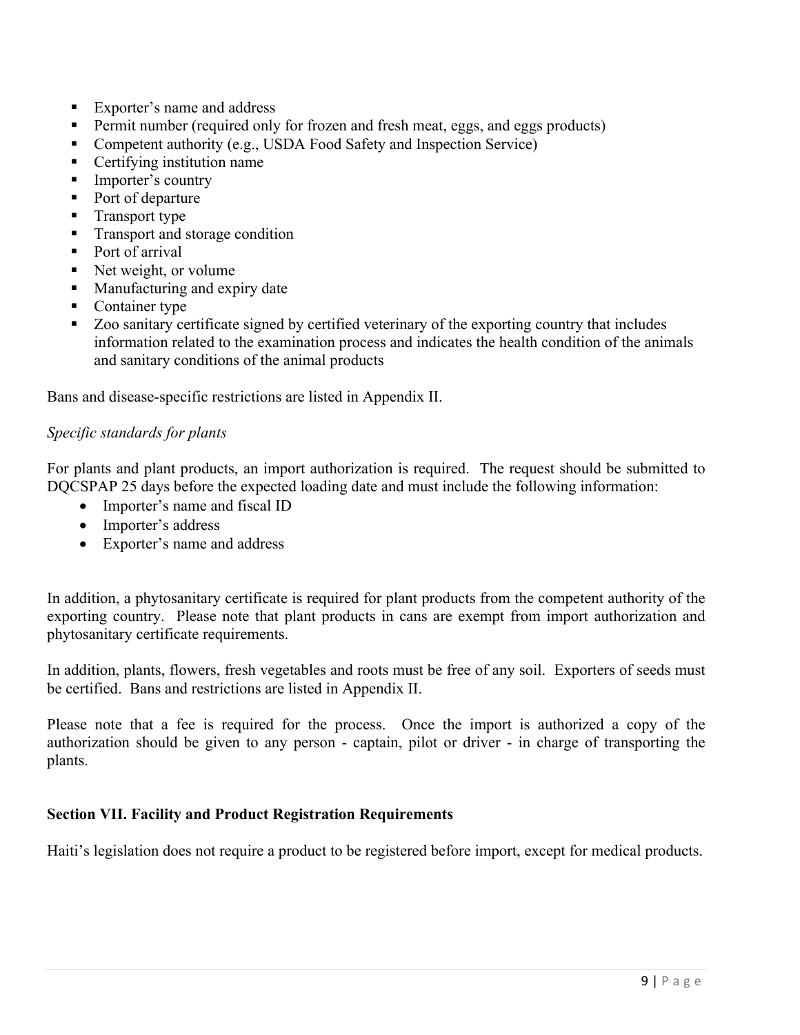- Exporter's name and address
- Permit number (required only for frozen and fresh meat, eggs, and eggs products)
- Competent authority (e.g., USDA Food Safety and Inspection Service)
- Certifying institution name
- Importer's country
- Port of departure
- Transport type
- Transport and storage condition
- Port of arrival
- Net weight, or volume
- Manufacturing and expiry date
- Container type
- Zoo sanitary certificate signed by certified veterinary of the exporting country that includes information related to the examination process and indicates the health condition of the animals and sanitary conditions of the animal products

Bans and disease-specific restrictions are listed in Appendix II.

*Specific standards for plants*

For plants and plant products, an import authorization is required. The request should be submitted to DQCSPAP 25 days before the expected loading date and must include the following information:

- Importer's name and fiscal ID
- Importer's address
- Exporter's name and address

In addition, a phytosanitary certificate is required for plant products from the competent authority of the exporting country. Please note that plant products in cans are exempt from import authorization and phytosanitary certificate requirements.

In addition, plants, flowers, fresh vegetables and roots must be free of any soil. Exporters of seeds must be certified. Bans and restrictions are listed in Appendix II.

Please note that a fee is required for the process. Once the import is authorized a copy of the authorization should be given to any person - captain, pilot or driver - in charge of transporting the plants.

## Section VII. Facility and Product Registration Requirements

Haiti's legislation does not require a product to be registered before import, except for medical products.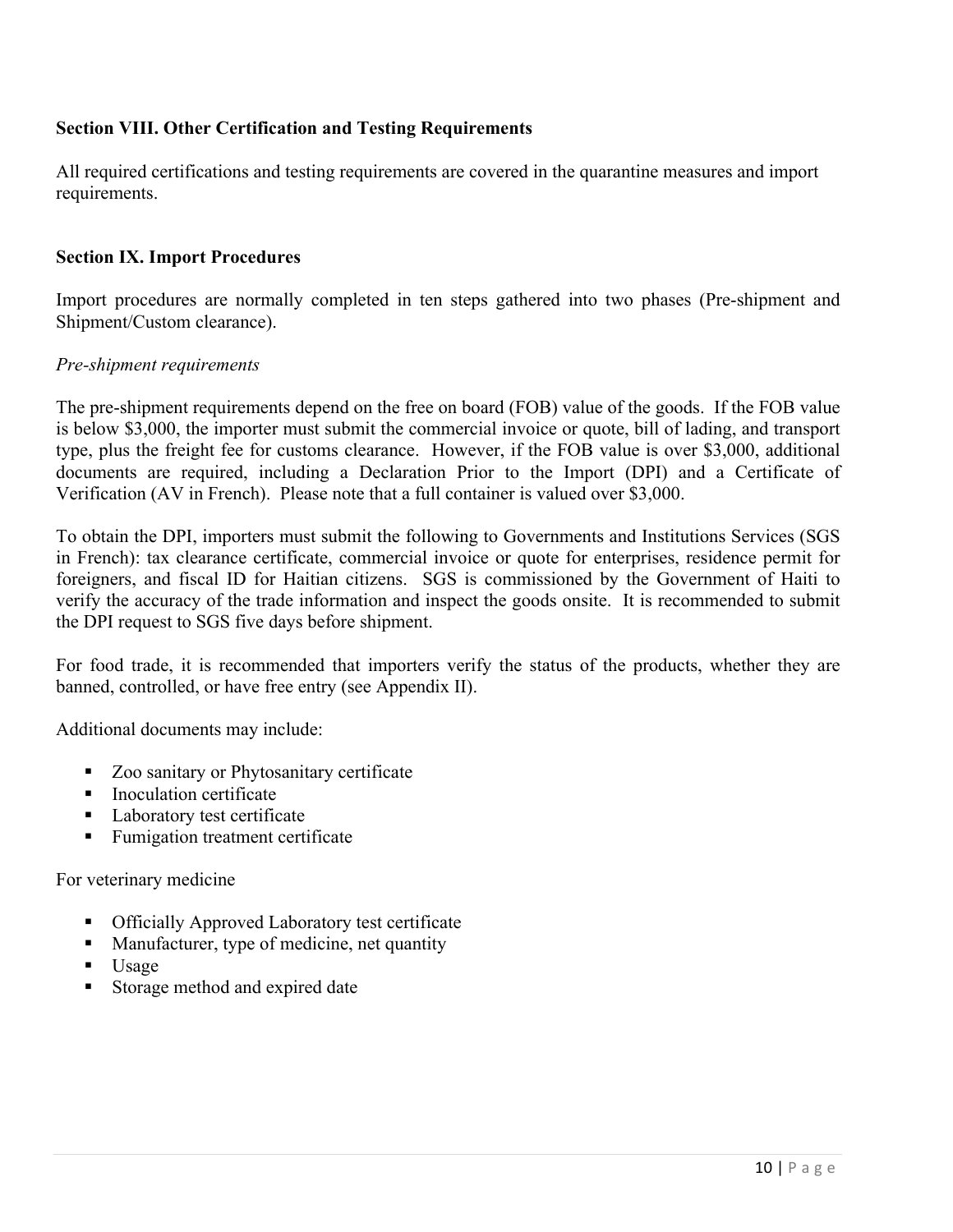## Section VIII. Other Certification and Testing Requirements

All required certifications and testing requirements are covered in the quarantine measures and import requirements.

## Section IX. Import Procedures

Import procedures are normally completed in ten steps gathered into two phases (Pre-shipment and Shipment/Custom clearance).

*Pre-shipment requirements*

The pre-shipment requirements depend on the free on board (FOB) value of the goods. If the FOB value is below $3,000, the importer must submit the commercial invoice or quote, bill of lading, and transport type, plus the freight fee for customs clearance. However, if the FOB value is over $3,000, additional documents are required, including a Declaration Prior to the Import (DPI) and a Certificate of Verification (AV in French). Please note that a full container is valued over $3,000.

To obtain the DPI, importers must submit the following to Governments and Institutions Services (SGS in French): tax clearance certificate, commercial invoice or quote for enterprises, residence permit for foreigners, and fiscal ID for Haitian citizens. SGS is commissioned by the Government of Haiti to verify the accuracy of the trade information and inspect the goods onsite. It is recommended to submit the DPI request to SGS five days before shipment.

For food trade, it is recommended that importers verify the status of the products, whether they are banned, controlled, or have free entry (see Appendix II).

Additional documents may include:

- Zoo sanitary or Phytosanitary certificate
- Inoculation certificate
- Laboratory test certificate
- Fumigation treatment certificate

For veterinary medicine

- Officially Approved Laboratory test certificate
- Manufacturer, type of medicine, net quantity
- Usage
- Storage method and expired date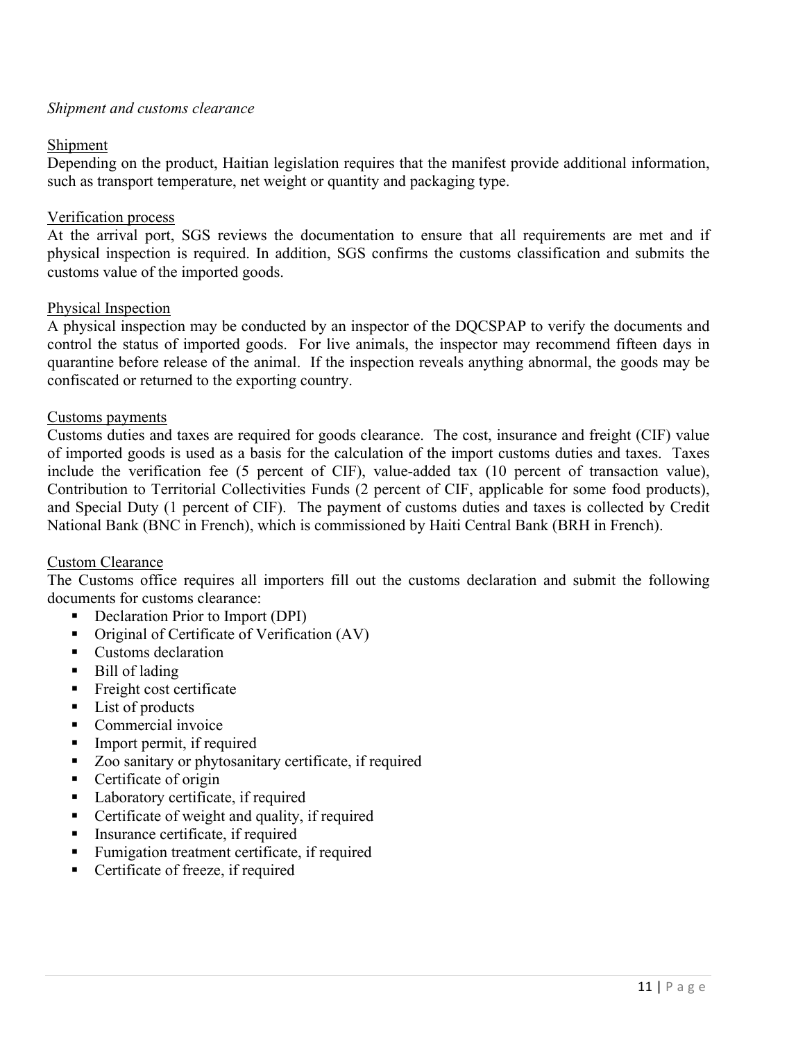*Shipment and customs clearance*

Shipment

Depending on the product, Haitian legislation requires that the manifest provide additional information, such as transport temperature, net weight or quantity and packaging type.

Verification process

At the arrival port, SGS reviews the documentation to ensure that all requirements are met and if physical inspection is required. In addition, SGS confirms the customs classification and submits the customs value of the imported goods.

Physical Inspection

A physical inspection may be conducted by an inspector of the DQCSPAP to verify the documents and control the status of imported goods. For live animals, the inspector may recommend fifteen days in quarantine before release of the animal. If the inspection reveals anything abnormal, the goods may be confiscated or returned to the exporting country.

Customs payments

Customs duties and taxes are required for goods clearance. The cost, insurance and freight (CIF) value of imported goods is used as a basis for the calculation of the import customs duties and taxes. Taxes include the verification fee (5 percent of CIF), value-added tax (10 percent of transaction value), Contribution to Territorial Collectivities Funds (2 percent of CIF, applicable for some food products), and Special Duty (1 percent of CIF). The payment of customs duties and taxes is collected by Credit National Bank (BNC in French), which is commissioned by Haiti Central Bank (BRH in French).

Custom Clearance

The Customs office requires all importers fill out the customs declaration and submit the following documents for customs clearance:

- Declaration Prior to Import (DPI)
- Original of Certificate of Verification (AV)
- Customs declaration
- Bill of lading
- Freight cost certificate
- List of products
- Commercial invoice
- Import permit, if required
- Zoo sanitary or phytosanitary certificate, if required
- Certificate of origin
- Laboratory certificate, if required
- Certificate of weight and quality, if required
- Insurance certificate, if required
- Fumigation treatment certificate, if required
- Certificate of freeze, if required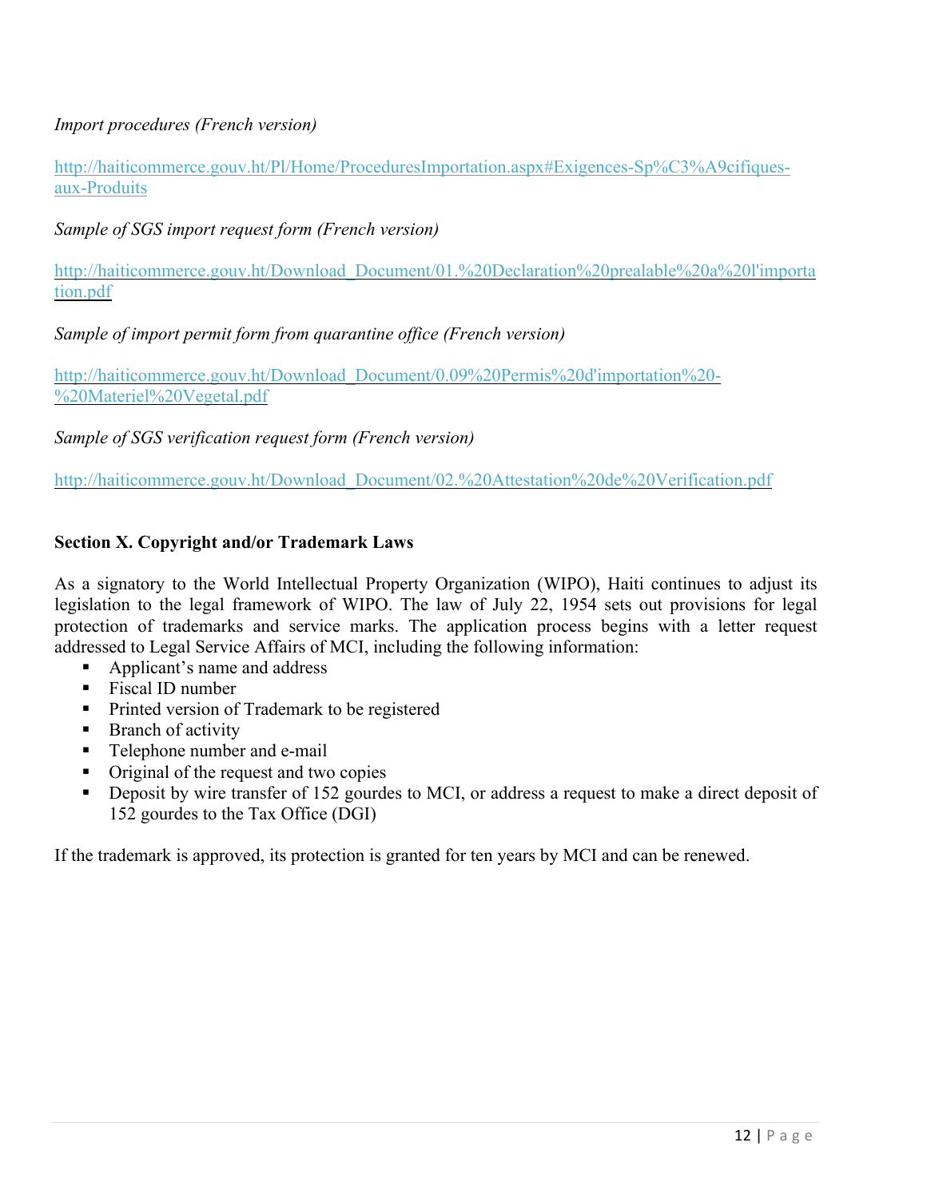*Import procedures (French version)*

[http://haiticommerce.gouv.ht/Pl/Home/ProceduresImportation.aspx#Exigences-Sp%C3%A9cifiques-aux-Produits](http://haiticommerce.gouv.ht/Pl/Home/ProceduresImportation.aspx#Exigences-Sp%C3%A9cifiques-aux-Produits)

*Sample of SGS import request form (French version)*

[http://haiticommerce.gouv.ht/Download_Document/01.%20Declaration%20prealable%20a%20l'importation.pdf](http://haiticommerce.gouv.ht/Download_Document/01.%20Declaration%20prealable%20a%20l'importation.pdf)

*Sample of import permit form from quarantine office (French version)*

[http://haiticommerce.gouv.ht/Download_Document/0.09%20Permis%20d'importation%20-%20Materiel%20Vegetal.pdf](http://haiticommerce.gouv.ht/Download_Document/0.09%20Permis%20d'importation%20-%20Materiel%20Vegetal.pdf)

*Sample of SGS verification request form (French version)*

[http://haiticommerce.gouv.ht/Download_Document/02.%20Attestation%20de%20Verification.pdf](http://haiticommerce.gouv.ht/Download_Document/02.%20Attestation%20de%20Verification.pdf)

### Section X. Copyright and/or Trademark Laws

As a signatory to the World Intellectual Property Organization (WIPO), Haiti continues to adjust its legislation to the legal framework of WIPO. The law of July 22, 1954 sets out provisions for legal protection of trademarks and service marks. The application process begins with a letter request addressed to Legal Service Affairs of MCI, including the following information:

- Applicant's name and address
- Fiscal ID number
- Printed version of Trademark to be registered
- Branch of activity
- Telephone number and e-mail
- Original of the request and two copies
- Deposit by wire transfer of 152 gourdes to MCI, or address a request to make a direct deposit of 152 gourdes to the Tax Office (DGI)

If the trademark is approved, its protection is granted for ten years by MCI and can be renewed.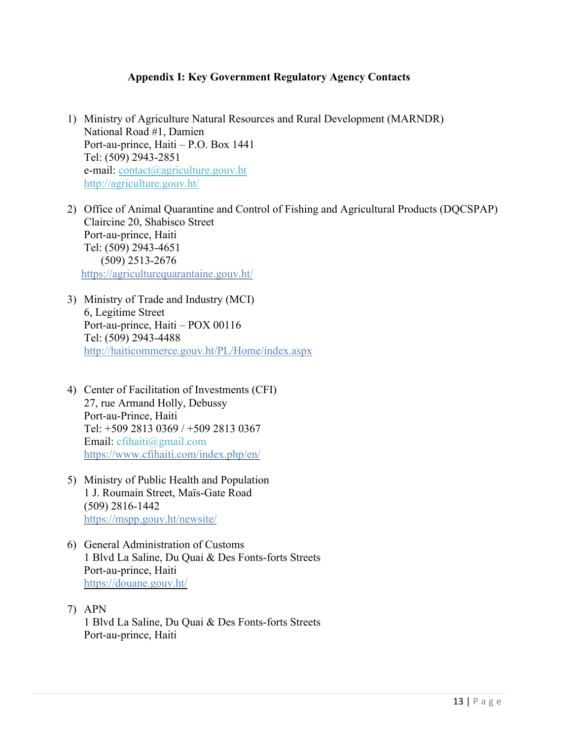## Appendix I: Key Government Regulatory Agency Contacts

1) Ministry of Agriculture Natural Resources and Rural Development (MARNDR)
   National Road #1, Damien
   Port-au-prince, Haiti – P.O. Box 1441
   Tel: (509) 2943-2851
   e-mail: contact@agriculture.gouv.ht
   http://agriculture.gouv.ht/

2) Office of Animal Quarantine and Control of Fishing and Agricultural Products (DQCSPAP)
   Claircine 20, Shabisco Street
   Port-au-prince, Haiti
   Tel: (509) 2943-4651
   (509) 2513-2676
   https://agriculturequarantaine.gouv.ht/

3) Ministry of Trade and Industry (MCI)
   6, Legitime Street
   Port-au-prince, Haiti – POX 00116
   Tel: (509) 2943-4488
   http://haiticommerce.gouv.ht/PL/Home/index.aspx

4) Center of Facilitation of Investments (CFI)
   27, rue Armand Holly, Debussy
   Port-au-Prince, Haiti
   Tel: +509 2813 0369 / +509 2813 0367
   Email: cfihaiti@gmail.com
   https://www.cfihaiti.com/index.php/en/

5) Ministry of Public Health and Population
   1 J. Roumain Street, Maïs-Gate Road
   (509) 2816-1442
   https://mspp.gouv.ht/newsite/

6) General Administration of Customs
   1 Blvd La Saline, Du Quai & Des Fonts-forts Streets
   Port-au-prince, Haiti
   https://douane.gouv.ht/

7) APN
   1 Blvd La Saline, Du Quai & Des Fonts-forts Streets
   Port-au-prince, Haiti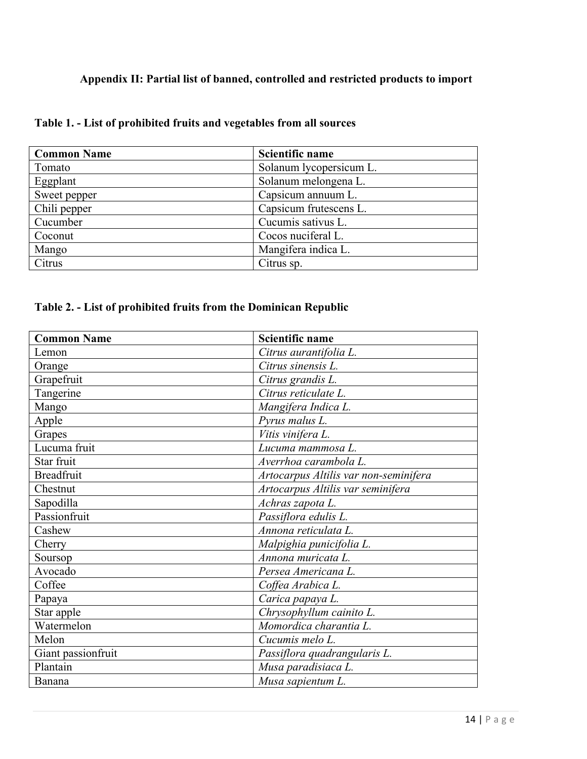### Appendix II: Partial list of banned, controlled and restricted products to import

**Table 1. - List of prohibited fruits and vegetables from all sources**

| Common Name | Scientific name |
|---|---|
| Tomato | Solanum lycopersicum L. |
| Eggplant | Solanum melongena L. |
| Sweet pepper | Capsicum annuum L. |
| Chili pepper | Capsicum frutescens L. |
| Cucumber | Cucumis sativus L. |
| Coconut | Cocos nuciferal L. |
| Mango | Mangifera indica L. |
| Citrus | Citrus sp. |

**Table 2. - List of prohibited fruits from the Dominican Republic**

| Common Name | Scientific name |
|---|---|
| Lemon | *Citrus aurantifolia L.* |
| Orange | *Citrus sinensis L.* |
| Grapefruit | *Citrus grandis L.* |
| Tangerine | *Citrus reticulate L.* |
| Mango | *Mangifera Indica L.* |
| Apple | *Pyrus malus L.* |
| Grapes | *Vitis vinifera L.* |
| Lucuma fruit | *Lucuma mammosa L.* |
| Star fruit | *Averrhoa carambola L.* |
| Breadfruit | *Artocarpus Altilis var non-seminifera* |
| Chestnut | *Artocarpus Altilis var seminifera* |
| Sapodilla | *Achras zapota L.* |
| Passionfruit | *Passiflora edulis L.* |
| Cashew | *Annona reticulata L.* |
| Cherry | *Malpighia punicifolia L.* |
| Soursop | *Annona muricata L.* |
| Avocado | *Persea Americana L.* |
| Coffee | *Coffea Arabica L.* |
| Papaya | *Carica papaya L.* |
| Star apple | *Chrysophyllum cainito L.* |
| Watermelon | *Momordica charantia L.* |
| Melon | *Cucumis melo L.* |
| Giant passionfruit | *Passiflora quadrangularis L.* |
| Plantain | *Musa paradisiaca L.* |
| Banana | *Musa sapientum L.* |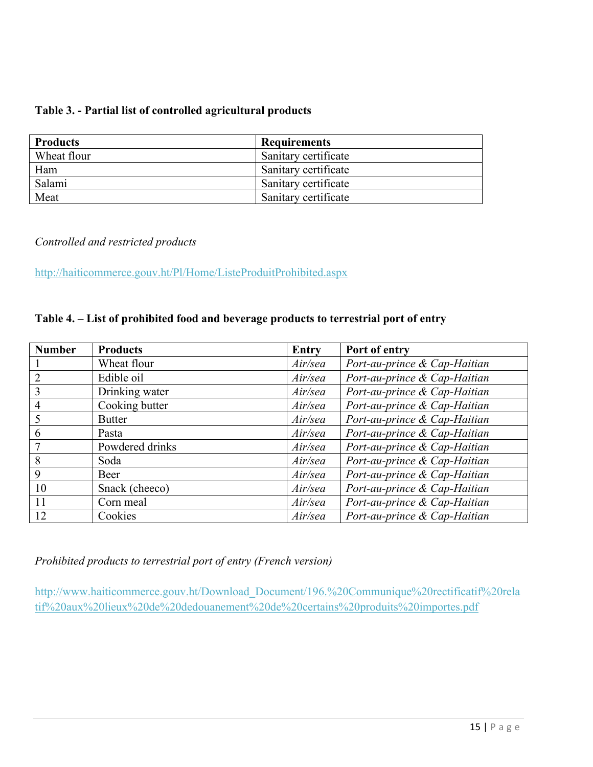**Table 3. - Partial list of controlled agricultural products**

| Products | Requirements |
| --- | --- |
| Wheat flour | Sanitary certificate |
| Ham | Sanitary certificate |
| Salami | Sanitary certificate |
| Meat | Sanitary certificate |

*Controlled and restricted products*

http://haiticommerce.gouv.ht/Pl/Home/ListeProduitProhibited.aspx

**Table 4. – List of prohibited food and beverage products to terrestrial port of entry**

| Number | Products | Entry | Port of entry |
| --- | --- | --- | --- |
| 1 | Wheat flour | *Air/sea* | *Port-au-prince & Cap-Haitian* |
| 2 | Edible oil | *Air/sea* | *Port-au-prince & Cap-Haitian* |
| 3 | Drinking water | *Air/sea* | *Port-au-prince & Cap-Haitian* |
| 4 | Cooking butter | *Air/sea* | *Port-au-prince & Cap-Haitian* |
| 5 | Butter | *Air/sea* | *Port-au-prince & Cap-Haitian* |
| 6 | Pasta | *Air/sea* | *Port-au-prince & Cap-Haitian* |
| 7 | Powdered drinks | *Air/sea* | *Port-au-prince & Cap-Haitian* |
| 8 | Soda | *Air/sea* | *Port-au-prince & Cap-Haitian* |
| 9 | Beer | *Air/sea* | *Port-au-prince & Cap-Haitian* |
| 10 | Snack (cheeco) | *Air/sea* | *Port-au-prince & Cap-Haitian* |
| 11 | Corn meal | *Air/sea* | *Port-au-prince & Cap-Haitian* |
| 12 | Cookies | *Air/sea* | *Port-au-prince & Cap-Haitian* |

*Prohibited products to terrestrial port of entry (French version)*

http://www.haiticommerce.gouv.ht/Download_Document/196.%20Communique%20rectificatif%20relatif%20aux%20lieux%20de%20dedouanement%20de%20certains%20produits%20importes.pdf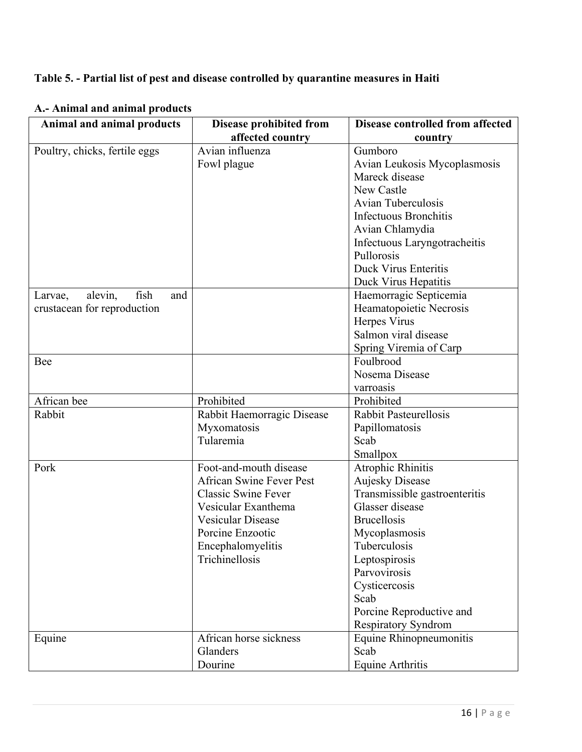**Table 5. - Partial list of pest and disease controlled by quarantine measures in Haiti**

**A.- Animal and animal products**

| Animal and animal products | Disease prohibited from affected country | Disease controlled from affected country |
|---|---|---|
| Poultry, chicks, fertile eggs | Avian influenza<br>Fowl plague | Gumboro<br>Avian Leukosis Mycoplasmosis<br>Mareck disease<br>New Castle<br>Avian Tuberculosis<br>Infectuous Bronchitis<br>Avian Chlamydia<br>Infectuous Laryngotracheitis<br>Pullorosis<br>Duck Virus Enteritis<br>Duck Virus Hepatitis |
| Larvae, alevin, fish and crustacean for reproduction | | Haemorragic Septicemia<br>Heamatopoietic Necrosis<br>Herpes Virus<br>Salmon viral disease<br>Spring Viremia of Carp |
| Bee | | Foulbrood<br>Nosema Disease<br>varroasis |
| African bee | Prohibited | Prohibited |
| Rabbit | Rabbit Haemorragic Disease<br>Myxomatosis<br>Tularemia | Rabbit Pasteurellosis<br>Papillomatosis<br>Scab<br>Smallpox |
| Pork | Foot-and-mouth disease<br>African Swine Fever Pest<br>Classic Swine Fever<br>Vesicular Exanthema<br>Vesicular Disease<br>Porcine Enzootic<br>Encephalomyelitis<br>Trichinellosis | Atrophic Rhinitis<br>Aujesky Disease<br>Transmissible gastroenteritis<br>Glasser disease<br>Brucellosis<br>Mycoplasmosis<br>Tuberculosis<br>Leptospirosis<br>Parvovirosis<br>Cysticercosis<br>Scab<br>Porcine Reproductive and Respiratory Syndrom |
| Equine | African horse sickness<br>Glanders<br>Dourine | Equine Rhinopneumonitis<br>Scab<br>Equine Arthritis |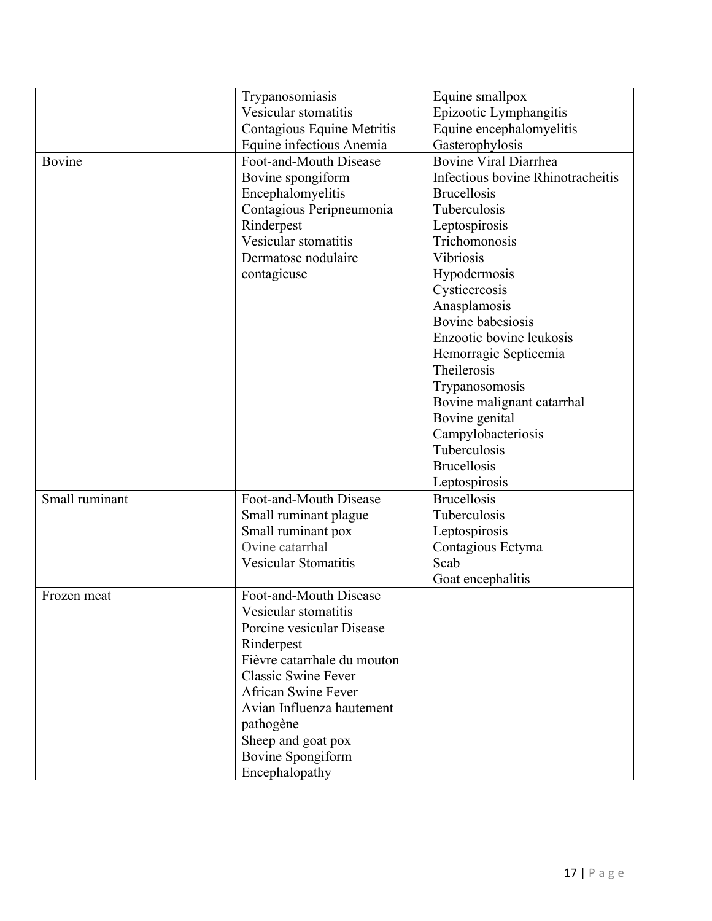| | | |
|---|---|---|
| | Trypanosomiasis<br>Vesicular stomatitis<br>Contagious Equine Metritis<br>Equine infectious Anemia | Equine smallpox<br>Epizootic Lymphangitis<br>Equine encephalomyelitis<br>Gasterophylosis |
| Bovine | Foot-and-Mouth Disease<br>Bovine spongiform<br>Encephalomyelitis<br>Contagious Peripneumonia<br>Rinderpest<br>Vesicular stomatitis<br>Dermatose nodulaire<br>contagieuse | Bovine Viral Diarrhea<br>Infectious bovine Rhinotracheitis<br>Brucellosis<br>Tuberculosis<br>Leptospirosis<br>Trichomonosis<br>Vibriosis<br>Hypodermosis<br>Cysticercosis<br>Anasplamosis<br>Bovine babesiosis<br>Enzootic bovine leukosis<br>Hemorragic Septicemia<br>Theilerosis<br>Trypanosomosis<br>Bovine malignant catarrhal<br>Bovine genital<br>Campylobacteriosis<br>Tuberculosis<br>Brucellosis<br>Leptospirosis |
| Small ruminant | Foot-and-Mouth Disease<br>Small ruminant plague<br>Small ruminant pox<br>Ovine catarrhal<br>Vesicular Stomatitis | Brucellosis<br>Tuberculosis<br>Leptospirosis<br>Contagious Ectyma<br>Scab<br>Goat encephalitis |
| Frozen meat | Foot-and-Mouth Disease<br>Vesicular stomatitis<br>Porcine vesicular Disease<br>Rinderpest<br>Fièvre catarrhale du mouton<br>Classic Swine Fever<br>African Swine Fever<br>Avian Influenza hautement<br>pathogène<br>Sheep and goat pox<br>Bovine Spongiform<br>Encephalopathy | |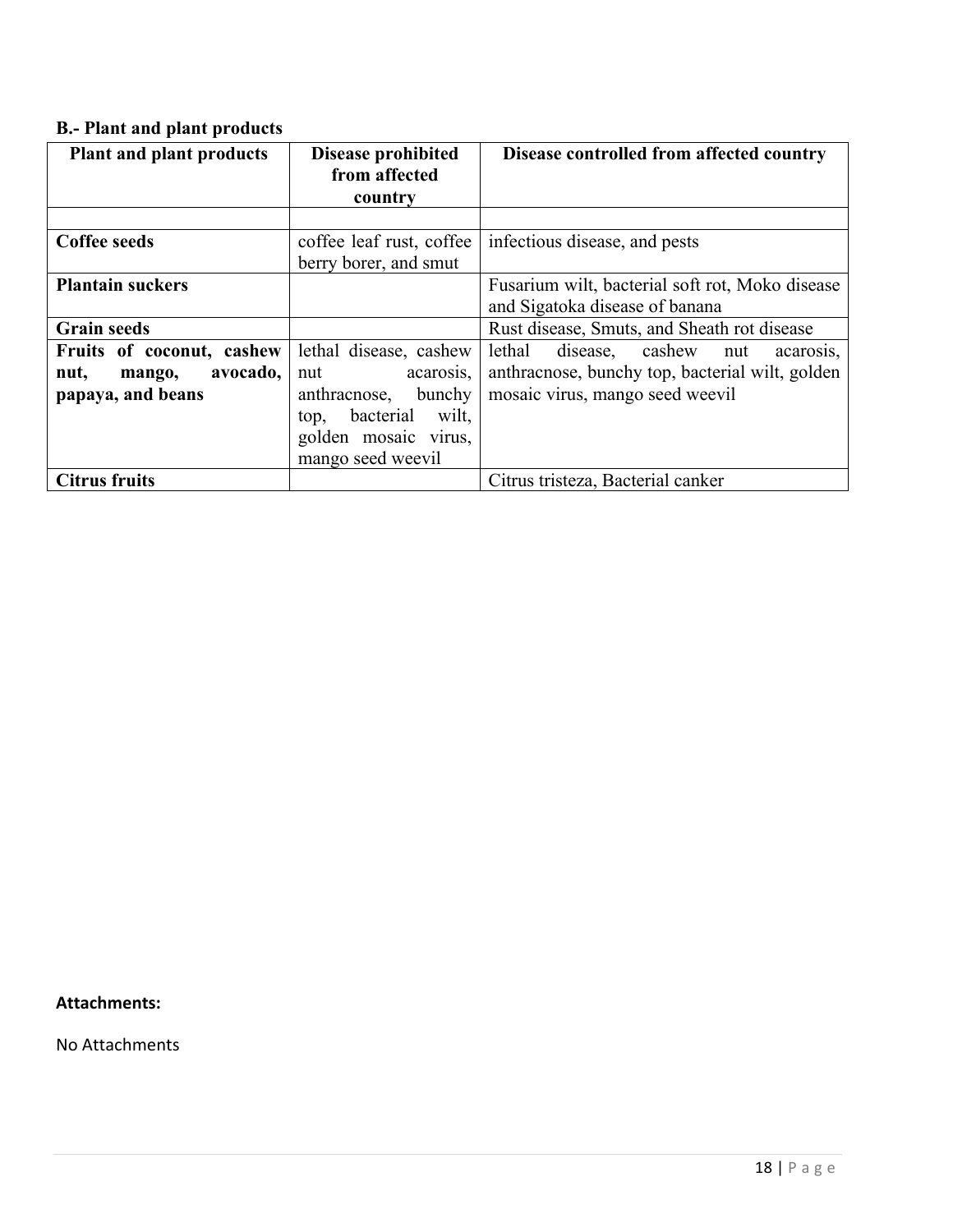**B.- Plant and plant products**

| Plant and plant products | Disease prohibited from affected country | Disease controlled from affected country |
|---|---|---|
| | | |
| **Coffee seeds** | coffee leaf rust, coffee berry borer, and smut | infectious disease, and pests |
| **Plantain suckers** | | Fusarium wilt, bacterial soft rot, Moko disease and Sigatoka disease of banana |
| **Grain seeds** | | Rust disease, Smuts, and Sheath rot disease |
| **Fruits of coconut, cashew nut, mango, avocado, papaya, and beans** | lethal disease, cashew nut acarosis, anthracnose, bunchy top, bacterial wilt, golden mosaic virus, mango seed weevil | lethal disease, cashew nut acarosis, anthracnose, bunchy top, bacterial wilt, golden mosaic virus, mango seed weevil |
| **Citrus fruits** | | Citrus tristeza, Bacterial canker |

**Attachments:**

No Attachments